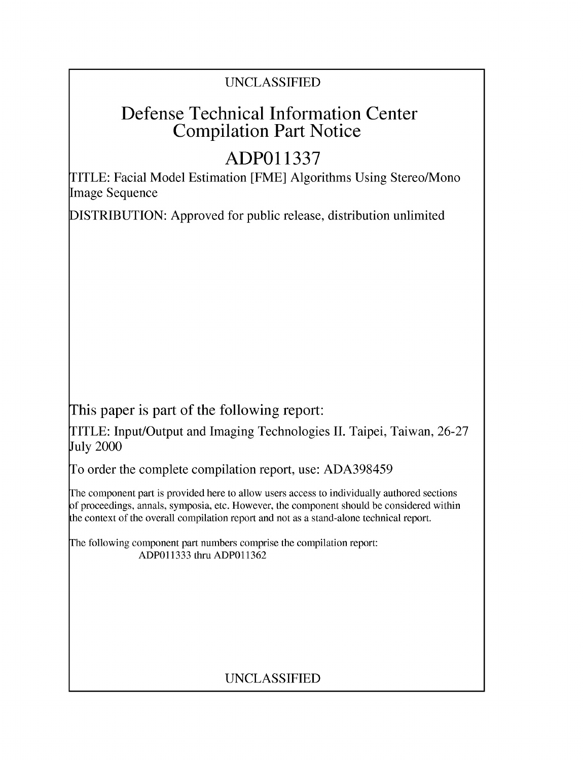UNCLASSIFIED

# Defense Technical Information Center Compilation Part Notice

# ADP011337

TITLE: Facial Model Estimation [FME] Algorithms Using Stereo/Mono Image Sequence

DISTRIBUTION: Approved for public release, distribution unlimited

This paper is part of the following report:

TITLE: Input/Output and Imaging Technologies II. Taipei, Taiwan, 26-27 July 2000

To order the complete compilation report, use: ADA398459

The component part is provided here to allow users access to individually authored sections of proceedings, annals, symposia, etc. However, the component should be considered within the context of the overall compilation report and not as a stand-alone technical report.

The following component part numbers comprise the compilation report:
ADP011333 thru ADP011362

UNCLASSIFIED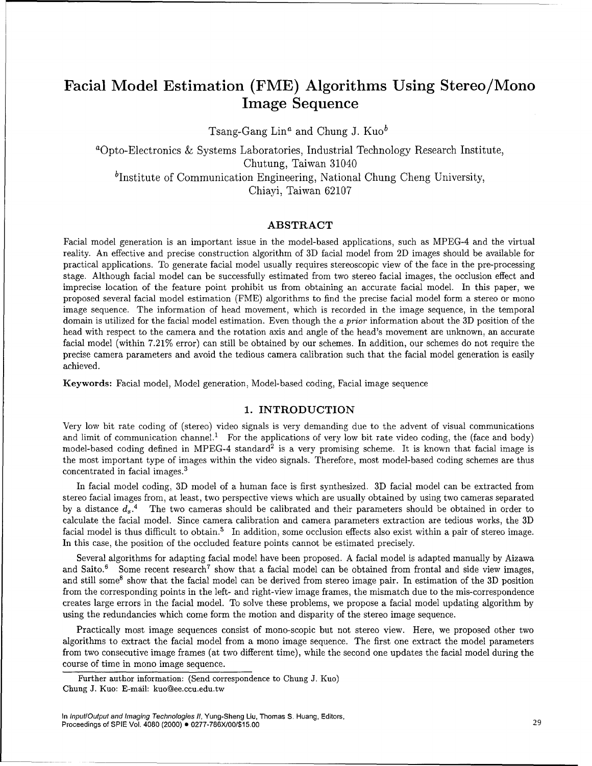# Facial Model Estimation (FME) Algorithms Using Stereo/Mono Image Sequence

Tsang-Gang Lin[a] and Chung J. Kuo[b]

[a]Opto-Electronics & Systems Laboratories, Industrial Technology Research Institute, Chutung, Taiwan 31040

[b]Institute of Communication Engineering, National Chung Cheng University, Chiayi, Taiwan 62107

## ABSTRACT

Facial model generation is an important issue in the model-based applications, such as MPEG-4 and the virtual reality. An effective and precise construction algorithm of 3D facial model from 2D images should be available for practical applications. To generate facial model usually requires stereoscopic view of the face in the pre-processing stage. Although facial model can be successfully estimated from two stereo facial images, the occlusion effect and imprecise location of the feature point prohibit us from obtaining an accurate facial model. In this paper, we proposed several facial model estimation (FME) algorithms to find the precise facial model form a stereo or mono image sequence. The information of head movement, which is recorded in the image sequence, in the temporal domain is utilized for the facial model estimation. Even though the *a prior* information about the 3D position of the head with respect to the camera and the rotation axis and angle of the head's movement are unknown, an accurate facial model (within 7.21% error) can still be obtained by our schemes. In addition, our schemes do not require the precise camera parameters and avoid the tedious camera calibration such that the facial model generation is easily achieved.

**Keywords:** Facial model, Model generation, Model-based coding, Facial image sequence

## 1. INTRODUCTION

Very low bit rate coding of (stereo) video signals is very demanding due to the advent of visual communications and limit of communication channel.[1] For the applications of very low bit rate video coding, the (face and body) model-based coding defined in MPEG-4 standard[2] is a very promising scheme. It is known that facial image is the most important type of images within the video signals. Therefore, most model-based coding schemes are thus concentrated in facial images.[3]

In facial model coding, 3D model of a human face is first synthesized. 3D facial model can be extracted from stereo facial images from, at least, two perspective views which are usually obtained by using two cameras separated by a distance $d_s$.[4] The two cameras should be calibrated and their parameters should be obtained in order to calculate the facial model. Since camera calibration and camera parameters extraction are tedious works, the 3D facial model is thus difficult to obtain.[5] In addition, some occlusion effects also exist within a pair of stereo image. In this case, the position of the occluded feature points cannot be estimated precisely.

Several algorithms for adapting facial model have been proposed. A facial model is adapted manually by Aizawa and Saito.[6] Some recent research[7] show that a facial model can be obtained from frontal and side view images, and still some[8] show that the facial model can be derived from stereo image pair. In estimation of the 3D position from the corresponding points in the left- and right-view image frames, the mismatch due to the mis-correspondence creates large errors in the facial model. To solve these problems, we propose a facial model updating algorithm by using the redundancies which come form the motion and disparity of the stereo image sequence.

Practically most image sequences consist of mono-scopic but not stereo view. Here, we proposed other two algorithms to extract the facial model from a mono image sequence. The first one extract the model parameters from two consecutive image frames (at two different time), while the second one updates the facial model during the course of time in mono image sequence.

Further author information: (Send correspondence to Chung J. Kuo)
Chung J. Kuo: E-mail: kuo@ee.ccu.edu.tw

In *Input/Output and Imaging Technologies II*, Yung-Sheng Liu, Thomas S. Huang, Editors, Proceedings of SPIE Vol. 4080 (2000) • 0277-786X/00/$15.00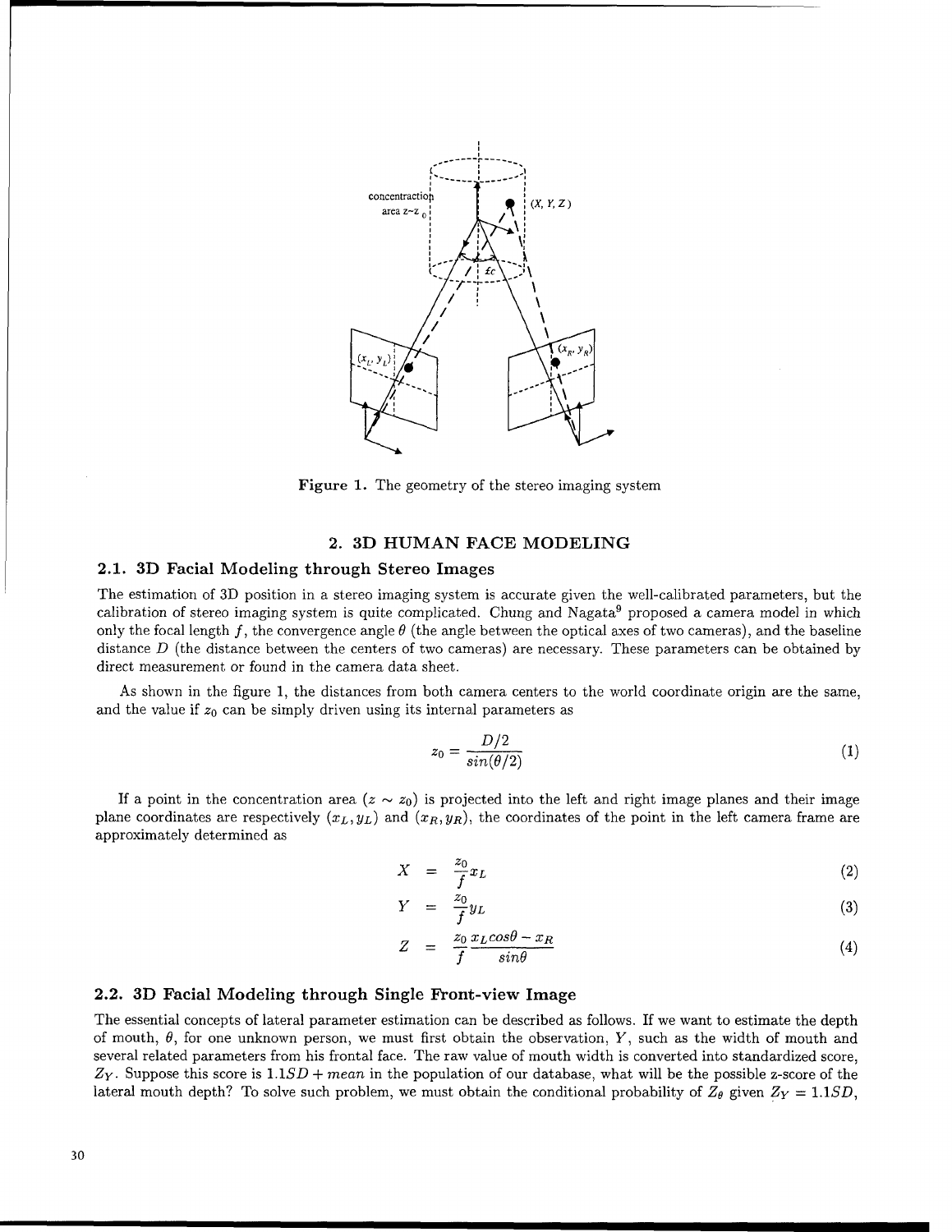Figure 1. The geometry of the stereo imaging system

## 2. 3D HUMAN FACE MODELING

### 2.1. 3D Facial Modeling through Stereo Images

The estimation of 3D position in a stereo imaging system is accurate given the well-calibrated parameters, but the calibration of stereo imaging system is quite complicated. Chung and Nagata[9] proposed a camera model in which only the focal length $f$, the convergence angle $\theta$ (the angle between the optical axes of two cameras), and the baseline distance $D$ (the distance between the centers of two cameras) are necessary. These parameters can be obtained by direct measurement or found in the camera data sheet.

As shown in the figure 1, the distances from both camera centers to the world coordinate origin are the same, and the value if $z_0$ can be simply driven using its internal parameters as

$$z_0 = \frac{D/2}{sin(\theta/2)} \tag{1}$$

If a point in the concentration area ($z \sim z_0$) is projected into the left and right image planes and their image plane coordinates are respectively $(x_L, y_L)$ and $(x_R, y_R)$, the coordinates of the point in the left camera frame are approximately determined as

$$X = \frac{z_0}{f} x_L \tag{2}$$

$$Y = \frac{z_0}{f} y_L \tag{3}$$

$$Z = \frac{z_0}{f} \frac{x_L cos\theta - x_R}{sin\theta} \tag{4}$$

### 2.2. 3D Facial Modeling through Single Front-view Image

The essential concepts of lateral parameter estimation can be described as follows. If we want to estimate the depth of mouth, $\theta$, for one unknown person, we must first obtain the observation, $Y$, such as the width of mouth and several related parameters from his frontal face. The raw value of mouth width is converted into standardized score, $Z_Y$. Suppose this score is $1.1SD + mean$ in the population of our database, what will be the possible z-score of the lateral mouth depth? To solve such problem, we must obtain the conditional probability of $Z_\theta$ given $Z_Y = 1.1SD$,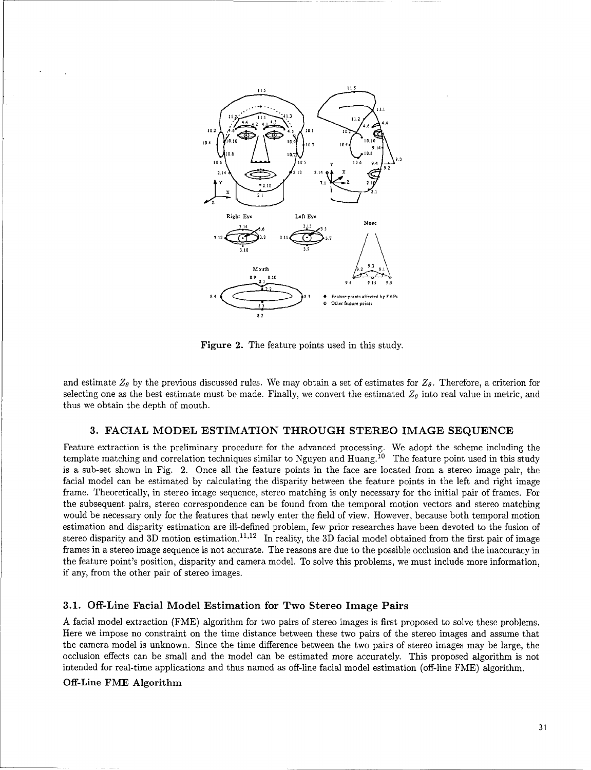Figure 2. The feature points used in this study.

and estimate $Z_\theta$ by the previous discussed rules. We may obtain a set of estimates for $Z_\theta$. Therefore, a criterion for selecting one as the best estimate must be made. Finally, we convert the estimated $Z_\theta$ into real value in metric, and thus we obtain the depth of mouth.

## 3. FACIAL MODEL ESTIMATION THROUGH STEREO IMAGE SEQUENCE

Feature extraction is the preliminary procedure for the advanced processing. We adopt the scheme including the template matching and correlation techniques similar to Nguyen and Huang.[10] The feature point used in this study is a sub-set shown in Fig. 2. Once all the feature points in the face are located from a stereo image pair, the facial model can be estimated by calculating the disparity between the feature points in the left and right image frame. Theoretically, in stereo image sequence, stereo matching is only necessary for the initial pair of frames. For the subsequent pairs, stereo correspondence can be found from the temporal motion vectors and stereo matching would be necessary only for the features that newly enter the field of view. However, because both temporal motion estimation and disparity estimation are ill-defined problem, few prior researches have been devoted to the fusion of stereo disparity and 3D motion estimation.[11,12] In reality, the 3D facial model obtained from the first pair of image frames in a stereo image sequence is not accurate. The reasons are due to the possible occlusion and the inaccuracy in the feature point's position, disparity and camera model. To solve this problems, we must include more information, if any, from the other pair of stereo images.

### 3.1. Off-Line Facial Model Estimation for Two Stereo Image Pairs

A facial model extraction (FME) algorithm for two pairs of stereo images is first proposed to solve these problems. Here we impose no constraint on the time distance between these two pairs of the stereo images and assume that the camera model is unknown. Since the time difference between the two pairs of stereo images may be large, the occlusion effects can be small and the model can be estimated more accurately. This proposed algorithm is not intended for real-time applications and thus named as off-line facial model estimation (off-line FME) algorithm.

**Off-Line FME Algorithm**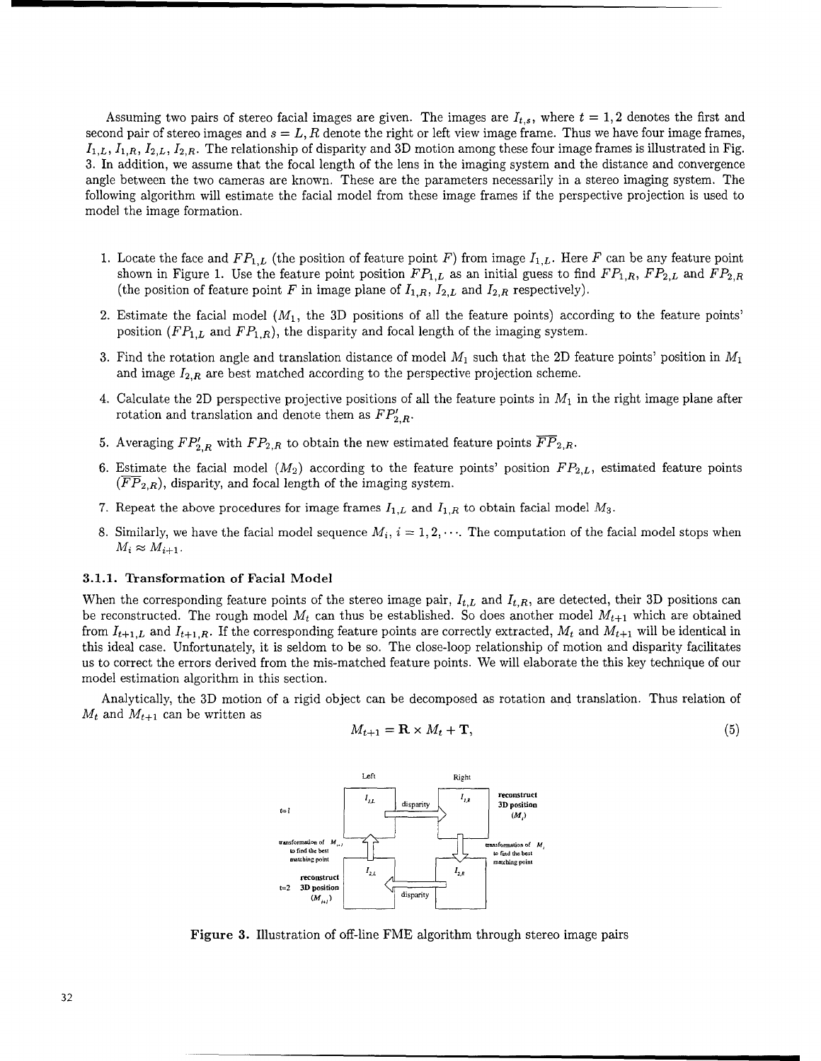Assuming two pairs of stereo facial images are given. The images are $I_{t,s}$, where $t = 1, 2$ denotes the first and second pair of stereo images and $s = L, R$ denote the right or left view image frame. Thus we have four image frames, $I_{1,L}$, $I_{1,R}$, $I_{2,L}$, $I_{2,R}$. The relationship of disparity and 3D motion among these four image frames is illustrated in Fig. 3. In addition, we assume that the focal length of the lens in the imaging system and the distance and convergence angle between the two cameras are known. These are the parameters necessarily in a stereo imaging system. The following algorithm will estimate the facial model from these image frames if the perspective projection is used to model the image formation.

1. Locate the face and $FP_{1,L}$ (the position of feature point $F$) from image $I_{1,L}$. Here $F$ can be any feature point shown in Figure 1. Use the feature point position $FP_{1,L}$ as an initial guess to find $FP_{1,R}$, $FP_{2,L}$ and $FP_{2,R}$ (the position of feature point $F$ in image plane of $I_{1,R}$, $I_{2,L}$ and $I_{2,R}$ respectively).
2. Estimate the facial model ($M_1$, the 3D positions of all the feature points) according to the feature points' position ($FP_{1,L}$ and $FP_{1,R}$), the disparity and focal length of the imaging system.
3. Find the rotation angle and translation distance of model $M_1$ such that the 2D feature points' position in $M_1$ and image $I_{2,R}$ are best matched according to the perspective projection scheme.
4. Calculate the 2D perspective projective positions of all the feature points in $M_1$ in the right image plane after rotation and translation and denote them as $FP'_{2,R}$.
5. Averaging $FP'_{2,R}$ with $FP_{2,R}$ to obtain the new estimated feature points $\overline{FP}_{2,R}$.
6. Estimate the facial model ($M_2$) according to the feature points' position $FP_{2,L}$, estimated feature points ($\overline{FP}_{2,R}$), disparity, and focal length of the imaging system.
7. Repeat the above procedures for image frames $I_{1,L}$ and $I_{1,R}$ to obtain facial model $M_3$.
8. Similarly, we have the facial model sequence $M_i$, $i = 1, 2, \cdots$. The computation of the facial model stops when $M_i \approx M_{i+1}$.

### 3.1.1. Transformation of Facial Model

When the corresponding feature points of the stereo image pair, $I_{t,L}$ and $I_{t,R}$, are detected, their 3D positions can be reconstructed. The rough model $M_t$ can thus be established. So does another model $M_{t+1}$ which are obtained from $I_{t+1,L}$ and $I_{t+1,R}$. If the corresponding feature points are correctly extracted, $M_t$ and $M_{t+1}$ will be identical in this ideal case. Unfortunately, it is seldom to be so. The close-loop relationship of motion and disparity facilitates us to correct the errors derived from the mis-matched feature points. We will elaborate the this key technique of our model estimation algorithm in this section.

Analytically, the 3D motion of a rigid object can be decomposed as rotation and translation. Thus relation of $M_t$ and $M_{t+1}$ can be written as

$$M_{t+1} = \mathbf{R} \times M_t + \mathbf{T}, \tag{5}$$

**Figure 3.** Illustration of off-line FME algorithm through stereo image pairs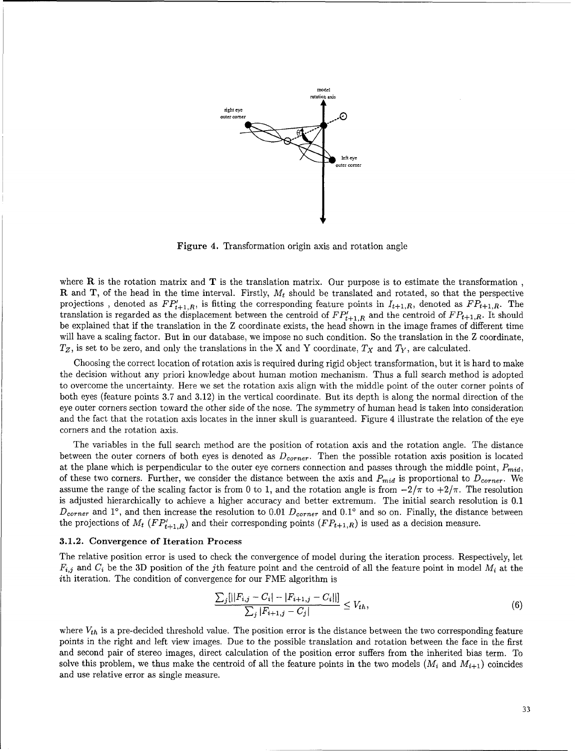Figure 4. Transformation origin axis and rotation angle

where **R** is the rotation matrix and **T** is the translation matrix. Our purpose is to estimate the transformation , **R** and **T**, of the head in the time interval. Firstly, $M_t$ should be translated and rotated, so that the perspective projections , denoted as $FP'_{t+1,R}$, is fitting the corresponding feature points in $I_{t+1,R}$, denoted as $FP_{t+1,R}$. The translation is regarded as the displacement between the centroid of $FP'_{t+1,R}$ and the centroid of $FP_{t+1,R}$. It should be explained that if the translation in the Z coordinate exists, the head shown in the image frames of different time will have a scaling factor. But in our database, we impose no such condition. So the translation in the Z coordinate, $T_Z$, is set to be zero, and only the translations in the X and Y coordinate, $T_X$ and $T_Y$, are calculated.

Choosing the correct location of rotation axis is required during rigid object transformation, but it is hard to make the decision without any priori knowledge about human motion mechanism. Thus a full search method is adopted to overcome the uncertainty. Here we set the rotation axis align with the middle point of the outer corner points of both eyes (feature points 3.7 and 3.12) in the vertical coordinate. But its depth is along the normal direction of the eye outer corners section toward the other side of the nose. The symmetry of human head is taken into consideration and the fact that the rotation axis locates in the inner skull is guaranteed. Figure 4 illustrate the relation of the eye corners and the rotation axis.

The variables in the full search method are the position of rotation axis and the rotation angle. The distance between the outer corners of both eyes is denoted as $D_{corner}$. Then the possible rotation axis position is located at the plane which is perpendicular to the outer eye corners connection and passes through the middle point, $P_{mid}$, of these two corners. Further, we consider the distance between the axis and $P_{mid}$ is proportional to $D_{corner}$. We assume the range of the scaling factor is from 0 to 1, and the rotation angle is from $-2/\pi$ to $+2/\pi$. The resolution is adjusted hierarchically to achieve a higher accuracy and better extremum. The initial search resolution is 0.1 $D_{corner}$ and $1°$, and then increase the resolution to 0.01 $D_{corner}$ and $0.1°$ and so on. Finally, the distance between the projections of $M_t$ ($FP'_{t+1,R}$) and their corresponding points ($FP_{t+1,R}$) is used as a decision measure.

### 3.1.2. Convergence of Iteration Process

The relative position error is used to check the convergence of model during the iteration process. Respectively, let $F_{i,j}$ and $C_i$ be the 3D position of the $j$th feature point and the centroid of all the feature point in model $M_i$ at the $i$th iteration. The condition of convergence for our FME algorithm is

$$\frac{\sum_j [||F_{i,j} - C_i| - |F_{i+1,j} - C_i||]}{\sum_j |F_{i+1,j} - C_j|} \leq V_{th}, \tag{6}$$

where $V_{th}$ is a pre-decided threshold value. The position error is the distance between the two corresponding feature points in the right and left view images. Due to the possible translation and rotation between the face in the first and second pair of stereo images, direct calculation of the position error suffers from the inherited bias term. To solve this problem, we thus make the centroid of all the feature points in the two models ($M_i$ and $M_{i+1}$) coincides and use relative error as single measure.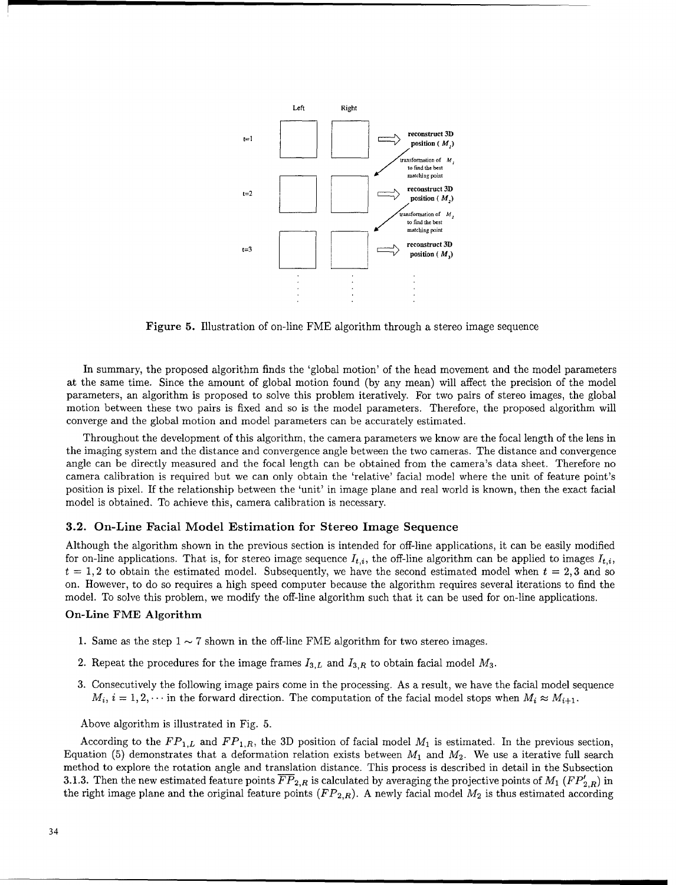Figure 5. Illustration of on-line FME algorithm through a stereo image sequence

In summary, the proposed algorithm finds the 'global motion' of the head movement and the model parameters at the same time. Since the amount of global motion found (by any mean) will affect the precision of the model parameters, an algorithm is proposed to solve this problem iteratively. For two pairs of stereo images, the global motion between these two pairs is fixed and so is the model parameters. Therefore, the proposed algorithm will converge and the global motion and model parameters can be accurately estimated.

Throughout the development of this algorithm, the camera parameters we know are the focal length of the lens in the imaging system and the distance and convergence angle between the two cameras. The distance and convergence angle can be directly measured and the focal length can be obtained from the camera's data sheet. Therefore no camera calibration is required but we can only obtain the 'relative' facial model where the unit of feature point's position is pixel. If the relationship between the 'unit' in image plane and real world is known, then the exact facial model is obtained. To achieve this, camera calibration is necessary.

### 3.2. On-Line Facial Model Estimation for Stereo Image Sequence

Although the algorithm shown in the previous section is intended for off-line applications, it can be easily modified for on-line applications. That is, for stereo image sequence $I_{t,i}$, the off-line algorithm can be applied to images $I_{t,i}$, $t = 1, 2$ to obtain the estimated model. Subsequently, we have the second estimated model when $t = 2, 3$ and so on. However, to do so requires a high speed computer because the algorithm requires several iterations to find the model. To solve this problem, we modify the off-line algorithm such that it can be used for on-line applications.

**On-Line FME Algorithm**

1. Same as the step $1 \sim 7$ shown in the off-line FME algorithm for two stereo images.
2. Repeat the procedures for the image frames $I_{3,L}$ and $I_{3,R}$ to obtain facial model $M_3$.
3. Consecutively the following image pairs come in the processing. As a result, we have the facial model sequence $M_i$, $i = 1, 2, \cdots$ in the forward direction. The computation of the facial model stops when $M_i \approx M_{i+1}$.

Above algorithm is illustrated in Fig. 5.

According to the $FP_{1,L}$ and $FP_{1,R}$, the 3D position of facial model $M_1$ is estimated. In the previous section, Equation (5) demonstrates that a deformation relation exists between $M_1$ and $M_2$. We use a iterative full search method to explore the rotation angle and translation distance. This process is described in detail in the Subsection 3.1.3. Then the new estimated feature points $\overline{FP}_{2,R}$ is calculated by averaging the projective points of $M_1$ ($FP'_{2,R}$) in the right image plane and the original feature points ($FP_{2,R}$). A newly facial model $M_2$ is thus estimated according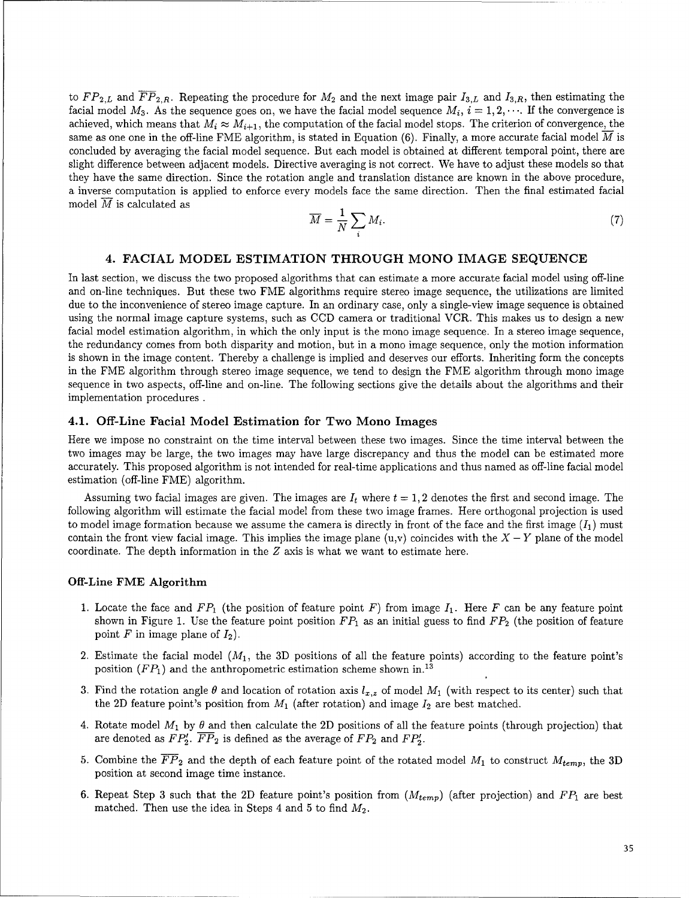to $FP_{2,L}$ and $\overline{FP}_{2,R}$. Repeating the procedure for $M_2$ and the next image pair $I_{3,L}$ and $I_{3,R}$, then estimating the facial model $M_3$. As the sequence goes on, we have the facial model sequence $M_i$, $i = 1, 2, \cdots$. If the convergence is achieved, which means that $M_i \approx M_{i+1}$, the computation of the facial model stops. The criterion of convergence, the same as one one in the off-line FME algorithm, is stated in Equation (6). Finally, a more accurate facial model $\overline{M}$ is concluded by averaging the facial model sequence. But each model is obtained at different temporal point, there are slight difference between adjacent models. Directive averaging is not correct. We have to adjust these models so that they have the same direction. Since the rotation angle and translation distance are known in the above procedure, a inverse computation is applied to enforce every models face the same direction. Then the final estimated facial model $\overline{M}$ is calculated as

$$\overline{M} = \frac{1}{N} \sum_i M_i. \tag{7}$$

## 4. FACIAL MODEL ESTIMATION THROUGH MONO IMAGE SEQUENCE

In last section, we discuss the two proposed algorithms that can estimate a more accurate facial model using off-line and on-line techniques. But these two FME algorithms require stereo image sequence, the utilizations are limited due to the inconvenience of stereo image capture. In an ordinary case, only a single-view image sequence is obtained using the normal image capture systems, such as CCD camera or traditional VCR. This makes us to design a new facial model estimation algorithm, in which the only input is the mono image sequence. In a stereo image sequence, the redundancy comes from both disparity and motion, but in a mono image sequence, only the motion information is shown in the image content. Thereby a challenge is implied and deserves our efforts. Inheriting form the concepts in the FME algorithm through stereo image sequence, we tend to design the FME algorithm through mono image sequence in two aspects, off-line and on-line. The following sections give the details about the algorithms and their implementation procedures .

### 4.1. Off-Line Facial Model Estimation for Two Mono Images

Here we impose no constraint on the time interval between these two images. Since the time interval between the two images may be large, the two images may have large discrepancy and thus the model can be estimated more accurately. This proposed algorithm is not intended for real-time applications and thus named as off-line facial model estimation (off-line FME) algorithm.

Assuming two facial images are given. The images are $I_t$ where $t = 1, 2$ denotes the first and second image. The following algorithm will estimate the facial model from these two image frames. Here orthogonal projection is used to model image formation because we assume the camera is directly in front of the face and the first image ($I_1$) must contain the front view facial image. This implies the image plane (u,v) coincides with the $X - Y$ plane of the model coordinate. The depth information in the $Z$ axis is what we want to estimate here.

#### Off-Line FME Algorithm

1. Locate the face and $FP_1$ (the position of feature point $F$) from image $I_1$. Here $F$ can be any feature point shown in Figure 1. Use the feature point position $FP_1$ as an initial guess to find $FP_2$ (the position of feature point $F$ in image plane of $I_2$).
2. Estimate the facial model ($M_1$, the 3D positions of all the feature points) according to the feature point's position ($FP_1$) and the anthropometric estimation scheme shown in.[13]
3. Find the rotation angle $\theta$ and location of rotation axis $l_{x,z}$ of model $M_1$ (with respect to its center) such that the 2D feature point's position from $M_1$ (after rotation) and image $I_2$ are best matched.
4. Rotate model $M_1$ by $\theta$ and then calculate the 2D positions of all the feature points (through projection) that are denoted as $FP_2'$. $\overline{FP}_2$ is defined as the average of $FP_2$ and $FP_2'$.
5. Combine the $\overline{FP}_2$ and the depth of each feature point of the rotated model $M_1$ to construct $M_{temp}$, the 3D position at second image time instance.
6. Repeat Step 3 such that the 2D feature point's position from ($M_{temp}$) (after projection) and $FP_1$ are best matched. Then use the idea in Steps 4 and 5 to find $M_2$.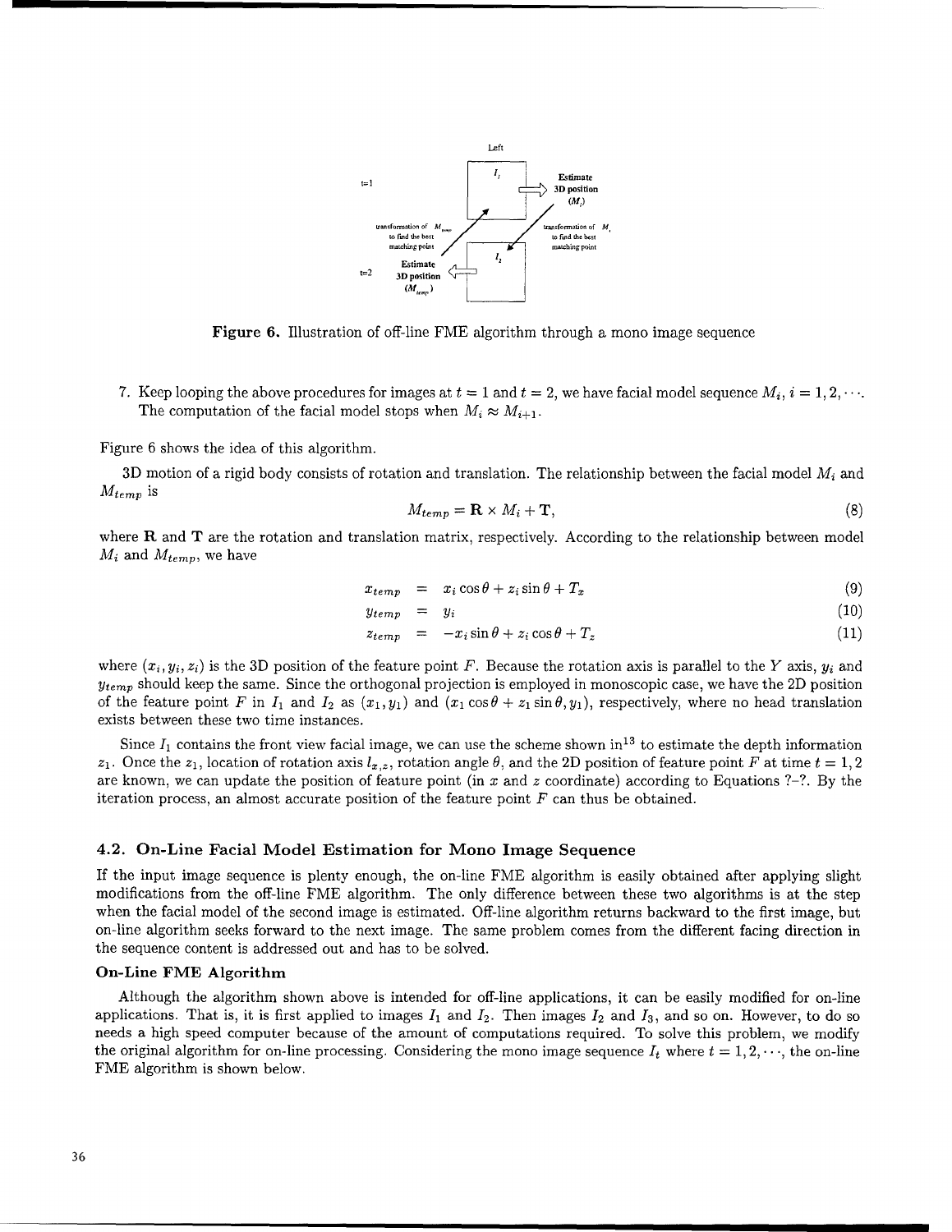Figure 6. Illustration of off-line FME algorithm through a mono image sequence

7. Keep looping the above procedures for images at $t = 1$ and $t = 2$, we have facial model sequence $M_i$, $i = 1, 2, \cdots$. The computation of the facial model stops when $M_i \approx M_{i+1}$.

Figure 6 shows the idea of this algorithm.

3D motion of a rigid body consists of rotation and translation. The relationship between the facial model $M_i$ and $M_{temp}$ is

$$M_{temp} = \mathbf{R} \times M_i + \mathbf{T}, \tag{8}$$

where $\mathbf{R}$ and $\mathbf{T}$ are the rotation and translation matrix, respectively. According to the relationship between model $M_i$ and $M_{temp}$, we have

$$x_{temp} = x_i \cos\theta + z_i \sin\theta + T_x \tag{9}$$

$$y_{temp} = y_i \tag{10}$$

$$z_{temp} = -x_i \sin\theta + z_i \cos\theta + T_z \tag{11}$$

where $(x_i, y_i, z_i)$ is the 3D position of the feature point $F$. Because the rotation axis is parallel to the $Y$ axis, $y_i$ and $y_{temp}$ should keep the same. Since the orthogonal projection is employed in monoscopic case, we have the 2D position of the feature point $F$ in $I_1$ and $I_2$ as $(x_1, y_1)$ and $(x_1 \cos\theta + z_1 \sin\theta, y_1)$, respectively, where no head translation exists between these two time instances.

Since $I_1$ contains the front view facial image, we can use the scheme shown in[13] to estimate the depth information $z_1$. Once the $z_1$, location of rotation axis $l_{x,z}$, rotation angle $\theta$, and the 2D position of feature point $F$ at time $t = 1, 2$ are known, we can update the position of feature point (in $x$ and $z$ coordinate) according to Equations ?–?. By the iteration process, an almost accurate position of the feature point $F$ can thus be obtained.

### 4.2. On-Line Facial Model Estimation for Mono Image Sequence

If the input image sequence is plenty enough, the on-line FME algorithm is easily obtained after applying slight modifications from the off-line FME algorithm. The only difference between these two algorithms is at the step when the facial model of the second image is estimated. Off-line algorithm returns backward to the first image, but on-line algorithm seeks forward to the next image. The same problem comes from the different facing direction in the sequence content is addressed out and has to be solved.

#### On-Line FME Algorithm

Although the algorithm shown above is intended for off-line applications, it can be easily modified for on-line applications. That is, it is first applied to images $I_1$ and $I_2$. Then images $I_2$ and $I_3$, and so on. However, to do so needs a high speed computer because of the amount of computations required. To solve this problem, we modify the original algorithm for on-line processing. Considering the mono image sequence $I_t$ where $t = 1, 2, \cdots$, the on-line FME algorithm is shown below.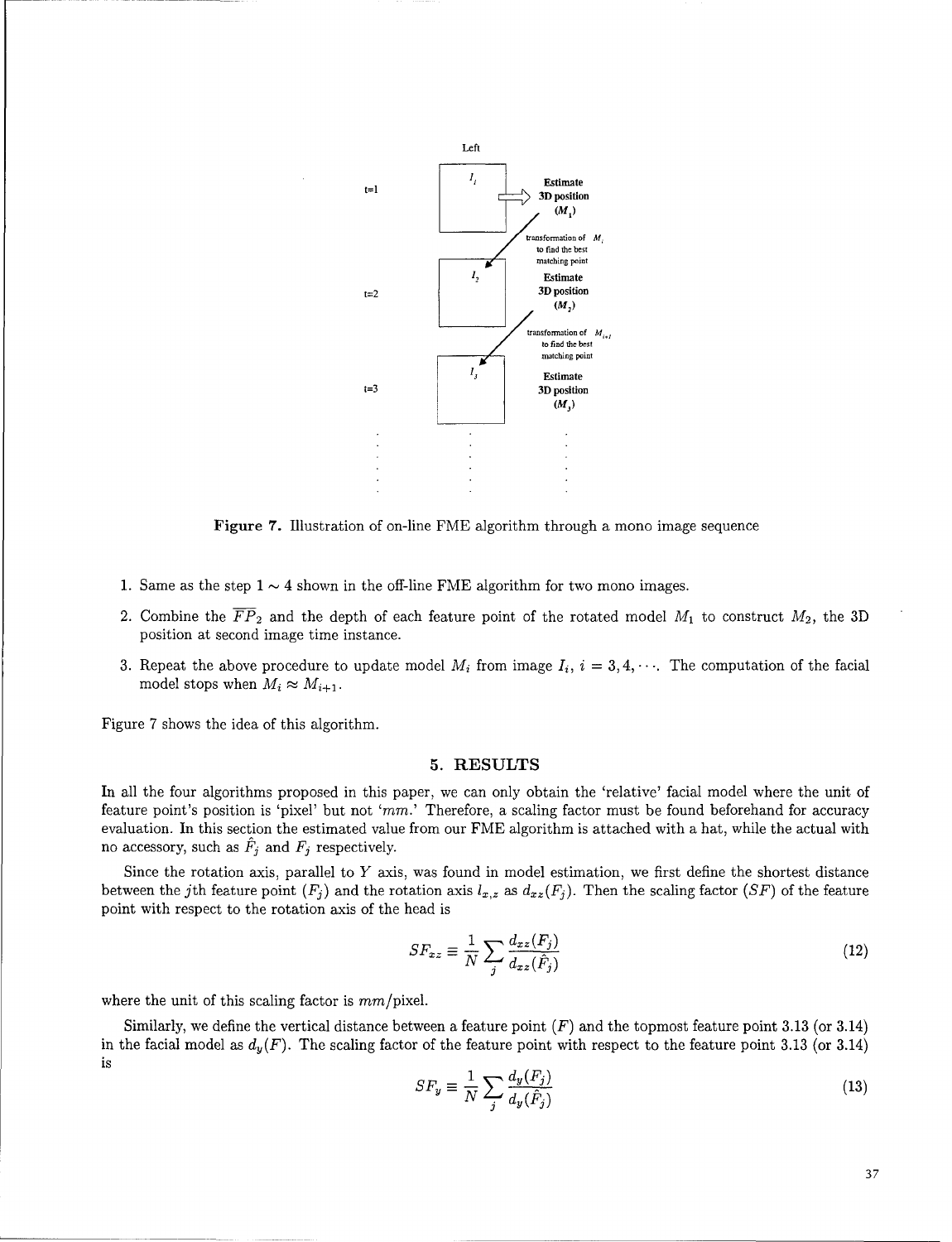Figure 7. Illustration of on-line FME algorithm through a mono image sequence

1. Same as the step $1 \sim 4$ shown in the off-line FME algorithm for two mono images.
2. Combine the $\overline{FP}_2$ and the depth of each feature point of the rotated model $M_1$ to construct $M_2$, the 3D position at second image time instance.
3. Repeat the above procedure to update model $M_i$ from image $I_i$, $i = 3, 4, \cdots$. The computation of the facial model stops when $M_i \approx M_{i+1}$.

Figure 7 shows the idea of this algorithm.

## 5. RESULTS

In all the four algorithms proposed in this paper, we can only obtain the 'relative' facial model where the unit of feature point's position is 'pixel' but not '$mm$.' Therefore, a scaling factor must be found beforehand for accuracy evaluation. In this section the estimated value from our FME algorithm is attached with a hat, while the actual with no accessory, such as $\hat{F}_j$ and $F_j$ respectively.

Since the rotation axis, parallel to $Y$ axis, was found in model estimation, we first define the shortest distance between the $j$th feature point ($F_j$) and the rotation axis $l_{x,z}$ as $d_{xz}(F_j)$. Then the scaling factor ($SF$) of the feature point with respect to the rotation axis of the head is

$$SF_{xz} \equiv \frac{1}{N} \sum_j \frac{d_{xz}(F_j)}{d_{xz}(\hat{F}_j)} \tag{12}$$

where the unit of this scaling factor is $mm$/pixel.

Similarly, we define the vertical distance between a feature point ($F$) and the topmost feature point 3.13 (or 3.14) in the facial model as $d_y(F)$. The scaling factor of the feature point with respect to the feature point 3.13 (or 3.14) is

$$SF_y \equiv \frac{1}{N} \sum_j \frac{d_y(F_j)}{d_y(\hat{F}_j)} \tag{13}$$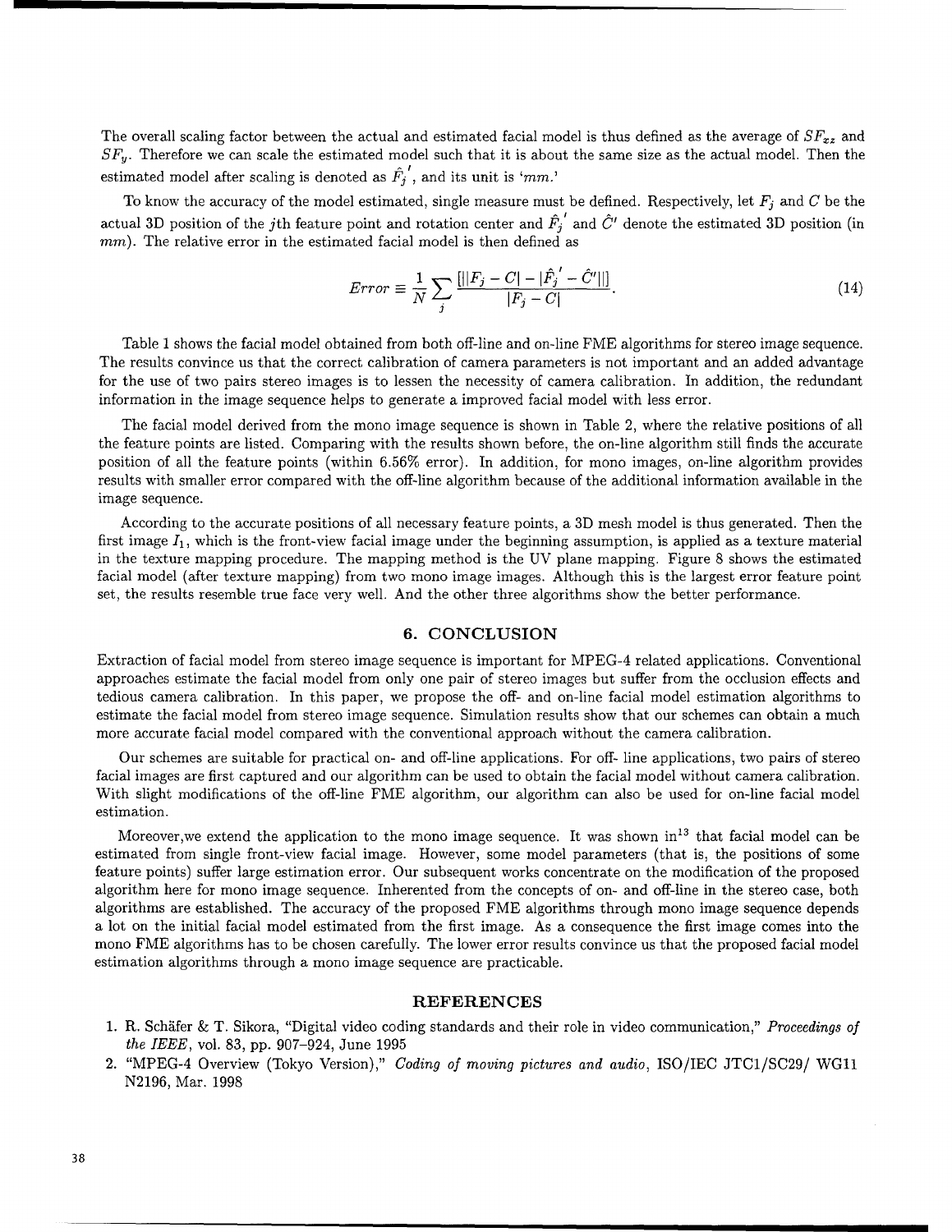The overall scaling factor between the actual and estimated facial model is thus defined as the average of $SF_{xz}$ and $SF_y$. Therefore we can scale the estimated model such that it is about the same size as the actual model. Then the estimated model after scaling is denoted as $\hat{F_j}'$, and its unit is '*mm*.'

To know the accuracy of the model estimated, single measure must be defined. Respectively, let $F_j$ and $C$ be the actual 3D position of the $j$th feature point and rotation center and $\hat{F_j}'$ and $\hat{C}'$ denote the estimated 3D position (in *mm*). The relative error in the estimated facial model is then defined as

$$Error \equiv \frac{1}{N} \sum_j \frac{[||F_j - C| - |\hat{F_j}' - \hat{C}'||]}{|F_j - C|}. \tag{14}$$

Table 1 shows the facial model obtained from both off-line and on-line FME algorithms for stereo image sequence. The results convince us that the correct calibration of camera parameters is not important and an added advantage for the use of two pairs stereo images is to lessen the necessity of camera calibration. In addition, the redundant information in the image sequence helps to generate a improved facial model with less error.

The facial model derived from the mono image sequence is shown in Table 2, where the relative positions of all the feature points are listed. Comparing with the results shown before, the on-line algorithm still finds the accurate position of all the feature points (within 6.56% error). In addition, for mono images, on-line algorithm provides results with smaller error compared with the off-line algorithm because of the additional information available in the image sequence.

According to the accurate positions of all necessary feature points, a 3D mesh model is thus generated. Then the first image $I_1$, which is the front-view facial image under the beginning assumption, is applied as a texture material in the texture mapping procedure. The mapping method is the UV plane mapping. Figure 8 shows the estimated facial model (after texture mapping) from two mono image images. Although this is the largest error feature point set, the results resemble true face very well. And the other three algorithms show the better performance.

## 6. CONCLUSION

Extraction of facial model from stereo image sequence is important for MPEG-4 related applications. Conventional approaches estimate the facial model from only one pair of stereo images but suffer from the occlusion effects and tedious camera calibration. In this paper, we propose the off- and on-line facial model estimation algorithms to estimate the facial model from stereo image sequence. Simulation results show that our schemes can obtain a much more accurate facial model compared with the conventional approach without the camera calibration.

Our schemes are suitable for practical on- and off-line applications. For off- line applications, two pairs of stereo facial images are first captured and our algorithm can be used to obtain the facial model without camera calibration. With slight modifications of the off-line FME algorithm, our algorithm can also be used for on-line facial model estimation.

Moreover,we extend the application to the mono image sequence. It was shown in[13] that facial model can be estimated from single front-view facial image. However, some model parameters (that is, the positions of some feature points) suffer large estimation error. Our subsequent works concentrate on the modification of the proposed algorithm here for mono image sequence. Inherented from the concepts of on- and off-line in the stereo case, both algorithms are established. The accuracy of the proposed FME algorithms through mono image sequence depends a lot on the initial facial model estimated from the first image. As a consequence the first image comes into the mono FME algorithms has to be chosen carefully. The lower error results convince us that the proposed facial model estimation algorithms through a mono image sequence are practicable.

## REFERENCES

1. R. Schäfer & T. Sikora, "Digital video coding standards and their role in video communication," *Proceedings of the IEEE*, vol. 83, pp. 907–924, June 1995
2. "MPEG-4 Overview (Tokyo Version)," *Coding of moving pictures and audio*, ISO/IEC JTC1/SC29/ WG11 N2196, Mar. 1998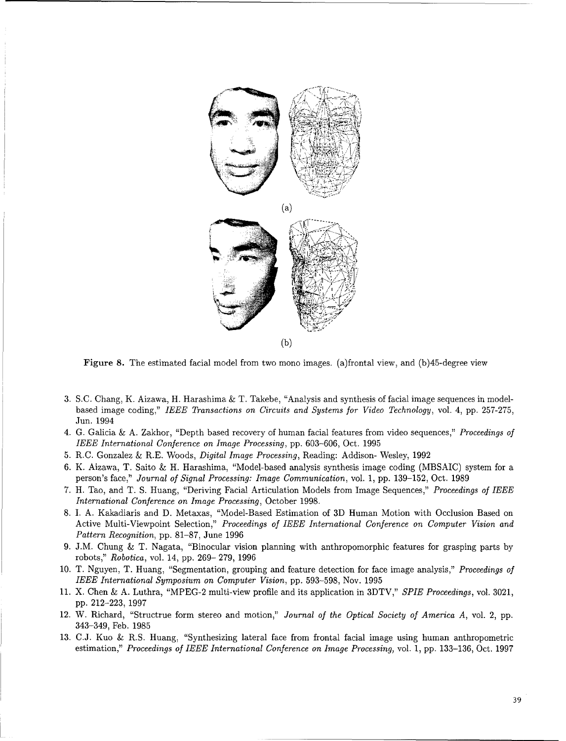(a)

(b)

**Figure 8.** The estimated facial model from two mono images. (a)frontal view, and (b)45-degree view

3. S.C. Chang, K. Aizawa, H. Harashima & T. Takebe, "Analysis and synthesis of facial image sequences in model-based image coding," *IEEE Transactions on Circuits and Systems for Video Technology*, vol. 4, pp. 257-275, Jun. 1994
4. G. Galicia & A. Zakhor, "Depth based recovery of human facial features from video sequences," *Proceedings of IEEE International Conference on Image Processing*, pp. 603–606, Oct. 1995
5. R.C. Gonzalez & R.E. Woods, *Digital Image Processing*, Reading: Addison- Wesley, 1992
6. K. Aizawa, T. Saito & H. Harashima, "Model-based analysis synthesis image coding (MBSAIC) system for a person's face," *Journal of Signal Processing: Image Communication*, vol. 1, pp. 139–152, Oct. 1989
7. H. Tao, and T. S. Huang, "Deriving Facial Articulation Models from Image Sequences," *Proceedings of IEEE International Conference on Image Processing*, October 1998.
8. I. A. Kakadiaris and D. Metaxas, "Model-Based Estimation of 3D Human Motion with Occlusion Based on Active Multi-Viewpoint Selection," *Proceedings of IEEE International Conference on Computer Vision and Pattern Recognition*, pp. 81–87, June 1996
9. J.M. Chung & T. Nagata, "Binocular vision planning with anthropomorphic features for grasping parts by robots," *Robotica*, vol. 14, pp. 269– 279, 1996
10. T. Nguyen, T. Huang, "Segmentation, grouping and feature detection for face image analysis," *Proceedings of IEEE International Symposium on Computer Vision*, pp. 593–598, Nov. 1995
11. X. Chen & A. Luthra, "MPEG-2 multi-view profile and its application in 3DTV," *SPIE Proceedings*, vol. 3021, pp. 212–223, 1997
12. W. Richard, "Structrue form stereo and motion," *Journal of the Optical Society of America A*, vol. 2, pp. 343–349, Feb. 1985
13. C.J. Kuo & R.S. Huang, "Synthesizing lateral face from frontal facial image using human anthropometric estimation," *Proceedings of IEEE International Conference on Image Processing*, vol. 1, pp. 133–136, Oct. 1997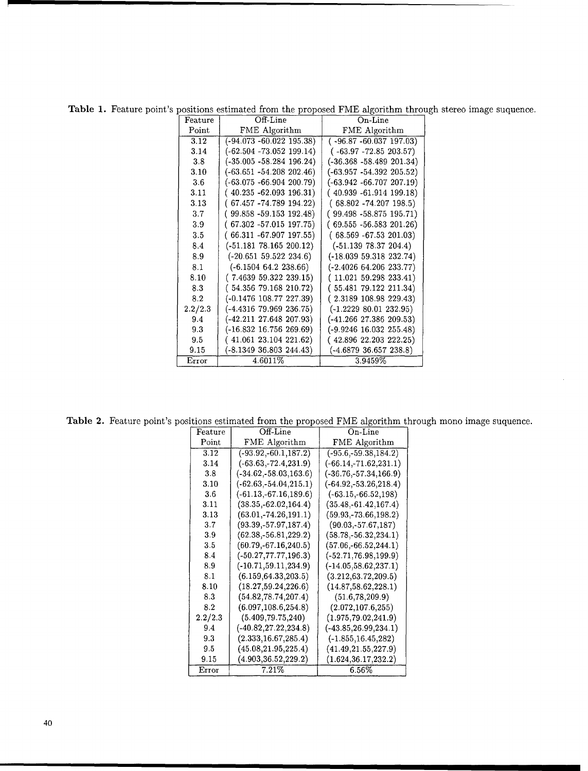**Table 1.** Feature point's positions estimated from the proposed FME algorithm through stereo image suquence.

| Feature Point | Off-Line FME Algorithm | On-Line FME Algorithm |
|---|---|---|
| 3.12 | (-94.073 -60.022 195.38) | ( -96.87 -60.037 197.03) |
| 3.14 | (-62.504 -73.052 199.14) | ( -63.97 -72.85 203.57) |
| 3.8 | (-35.005 -58.284 196.24) | (-36.368 -58.489 201.34) |
| 3.10 | (-63.651 -54.208 202.46) | (-63.957 -54.392 205.52) |
| 3.6 | (-63.075 -66.904 200.79) | (-63.942 -66.707 207.19) |
| 3.11 | ( 40.235 -62.093 196.31) | ( 40.939 -61.914 199.18) |
| 3.13 | ( 67.457 -74.789 194.22) | ( 68.802 -74.207 198.5) |
| 3.7 | ( 99.858 -59.153 192.48) | ( 99.498 -58.875 195.71) |
| 3.9 | ( 67.302 -57.015 197.75) | ( 69.555 -56.583 201.26) |
| 3.5 | ( 66.311 -67.907 197.55) | ( 68.569 -67.53 201.03) |
| 8.4 | (-51.181 78.165 200.12) | (-51.139 78.37 204.4) |
| 8.9 | (-20.651 59.522 234.6) | (-18.039 59.318 232.74) |
| 8.1 | (-6.1504 64.2 238.66) | (-2.4026 64.206 233.77) |
| 8.10 | ( 7.4639 59.322 239.15) | ( 11.021 59.298 233.41) |
| 8.3 | ( 54.356 79.168 210.72) | ( 55.481 79.122 211.34) |
| 8.2 | (-0.1476 108.77 227.39) | ( 2.3189 108.98 229.43) |
| 2.2/2.3 | (-4.4316 79.969 236.75) | (-1.2229 80.01 232.95) |
| 9.4 | (-42.211 27.648 207.93) | (-41.266 27.386 209.53) |
| 9.3 | (-16.832 16.756 269.69) | (-9.9246 16.032 255.48) |
| 9.5 | ( 41.061 23.104 221.62) | ( 42.896 22.203 222.25) |
| 9.15 | (-8.1349 36.803 244.43) | (-4.6879 36.657 238.8) |
| Error | 4.6011% | 3.9459% |

**Table 2.** Feature point's positions estimated from the proposed FME algorithm through mono image suquence.

| Feature Point | Off-Line FME Algorithm | On-Line FME Algorithm |
|---|---|---|
| 3.12 | (-93.92,-60.1,187.2) | (-95.6,-59.38,184.2) |
| 3.14 | (-63.63,-72.4,231.9) | (-66.14,-71.62,231.1) |
| 3.8 | (-34.62,-58.03,163.6) | (-36.76,-57.34,166.9) |
| 3.10 | (-62.63,-54.04,215.1) | (-64.92,-53.26,218.4) |
| 3.6 | (-61.13,-67.16,189.6) | (-63.15,-66.52,198) |
| 3.11 | (38.35,-62.02,164.4) | (35.48,-61.42,167.4) |
| 3.13 | (63.01,-74.26,191.1) | (59.93,-73.66,198.2) |
| 3.7 | (93.39,-57.97,187.4) | (90.03,-57.67,187) |
| 3.9 | (62.38,-56.81,229.2) | (58.78,-56.32,234.1) |
| 3.5 | (60.79,-67.16,240.5) | (57.06,-66.52,244.1) |
| 8.4 | (-50.27,77.77,196.3) | (-52.71,76.98,199.9) |
| 8.9 | (-10.71,59.11,234.9) | (-14.05,58.62,237.1) |
| 8.1 | (6.159,64.33,203.5) | (3.212,63.72,209.5) |
| 8.10 | (18.27,59.24,226.6) | (14.87,58.62,228.1) |
| 8.3 | (54.82,78.74,207.4) | (51.6,78,209.9) |
| 8.2 | (6.097,108.6,254.8) | (2.072,107.6,255) |
| 2.2/2.3 | (5.409,79.75,240) | (1.975,79.02,241.9) |
| 9.4 | (-40.82,27.22,234.8) | (-43.85,26.99,234.1) |
| 9.3 | (2.333,16.67,285.4) | (-1.855,16.45,282) |
| 9.5 | (45.08,21.95,225.4) | (41.49,21.55,227.9) |
| 9.15 | (4.903,36.52,229.2) | (1.624,36.17,232.2) |
| Error | 7.21% | 6.56% |